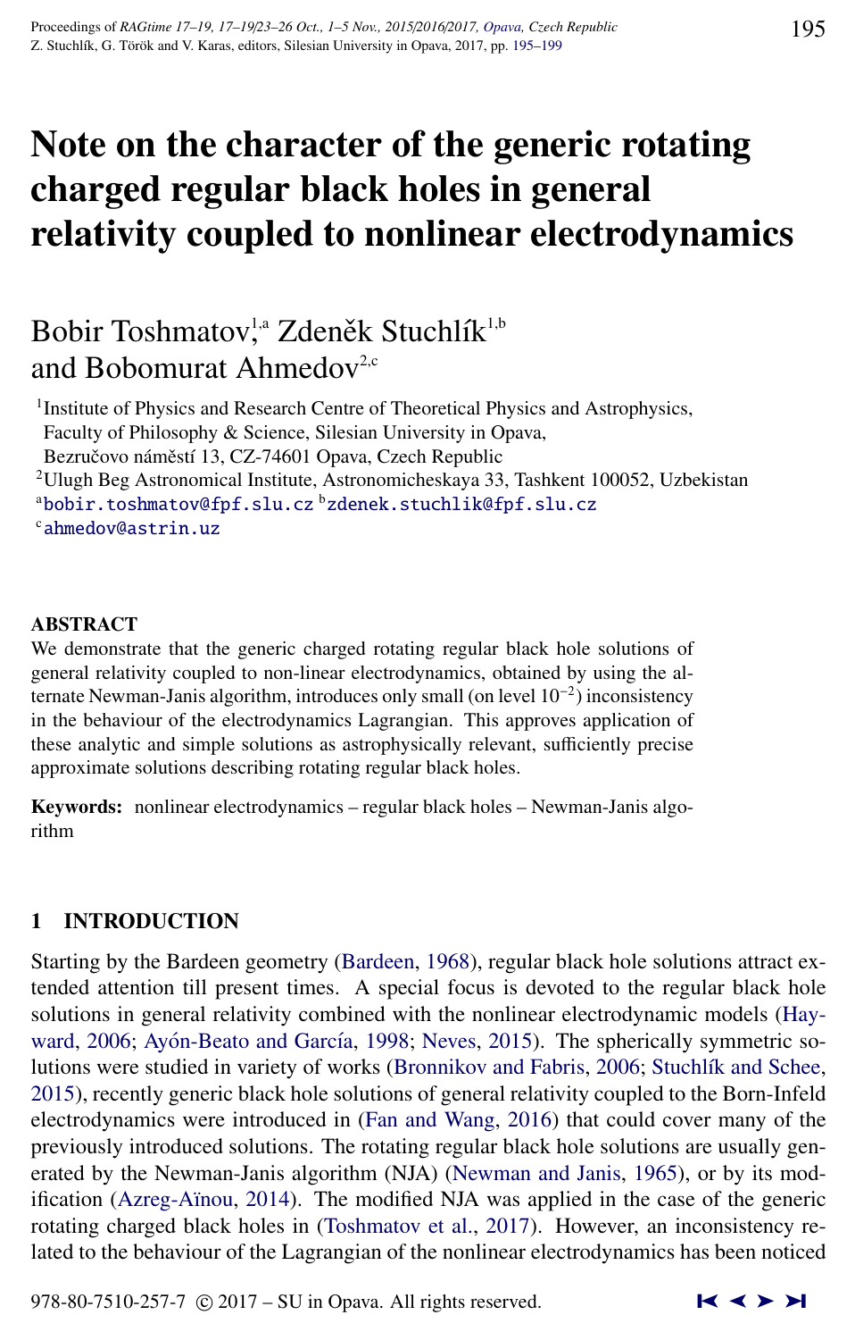# Note on the character of the generic rotating charged regular black holes in general relativity coupled to nonlinear electrodynamics

Bobir Toshmatov[1,a] Zdeněk Stuchlík[1,b] and Bobomurat Ahmedov[2,c]

[1] Institute of Physics and Research Centre of Theoretical Physics and Astrophysics, Faculty of Philosophy & Science, Silesian University in Opava, Bezručovo náměstí 13, CZ-74601 Opava, Czech Republic

[2] Ulugh Beg Astronomical Institute, Astronomicheskaya 33, Tashkent 100052, Uzbekistan

[a] bobir.toshmatov@fpf.slu.cz [b] zdenek.stuchlik@fpf.slu.cz

[c] ahmedov@astrin.uz

## ABSTRACT

We demonstrate that the generic charged rotating regular black hole solutions of general relativity coupled to non-linear electrodynamics, obtained by using the alternate Newman-Janis algorithm, introduces only small (on level $10^{-2}$) inconsistency in the behaviour of the electrodynamics Lagrangian. This approves application of these analytic and simple solutions as astrophysically relevant, sufficiently precise approximate solutions describing rotating regular black holes.

**Keywords:** nonlinear electrodynamics – regular black holes – Newman-Janis algorithm

## 1 INTRODUCTION

Starting by the Bardeen geometry (Bardeen, 1968), regular black hole solutions attract extended attention till present times. A special focus is devoted to the regular black hole solutions in general relativity combined with the nonlinear electrodynamic models (Hayward, 2006; Ayón-Beato and García, 1998; Neves, 2015). The spherically symmetric solutions were studied in variety of works (Bronnikov and Fabris, 2006; Stuchlík and Schee, 2015), recently generic black hole solutions of general relativity coupled to the Born-Infeld electrodynamics were introduced in (Fan and Wang, 2016) that could cover many of the previously introduced solutions. The rotating regular black hole solutions are usually generated by the Newman-Janis algorithm (NJA) (Newman and Janis, 1965), or by its modification (Azreg-Aïnou, 2014). The modified NJA was applied in the case of the generic rotating charged black holes in (Toshmatov et al., 2017). However, an inconsistency related to the behaviour of the Lagrangian of the nonlinear electrodynamics has been noticed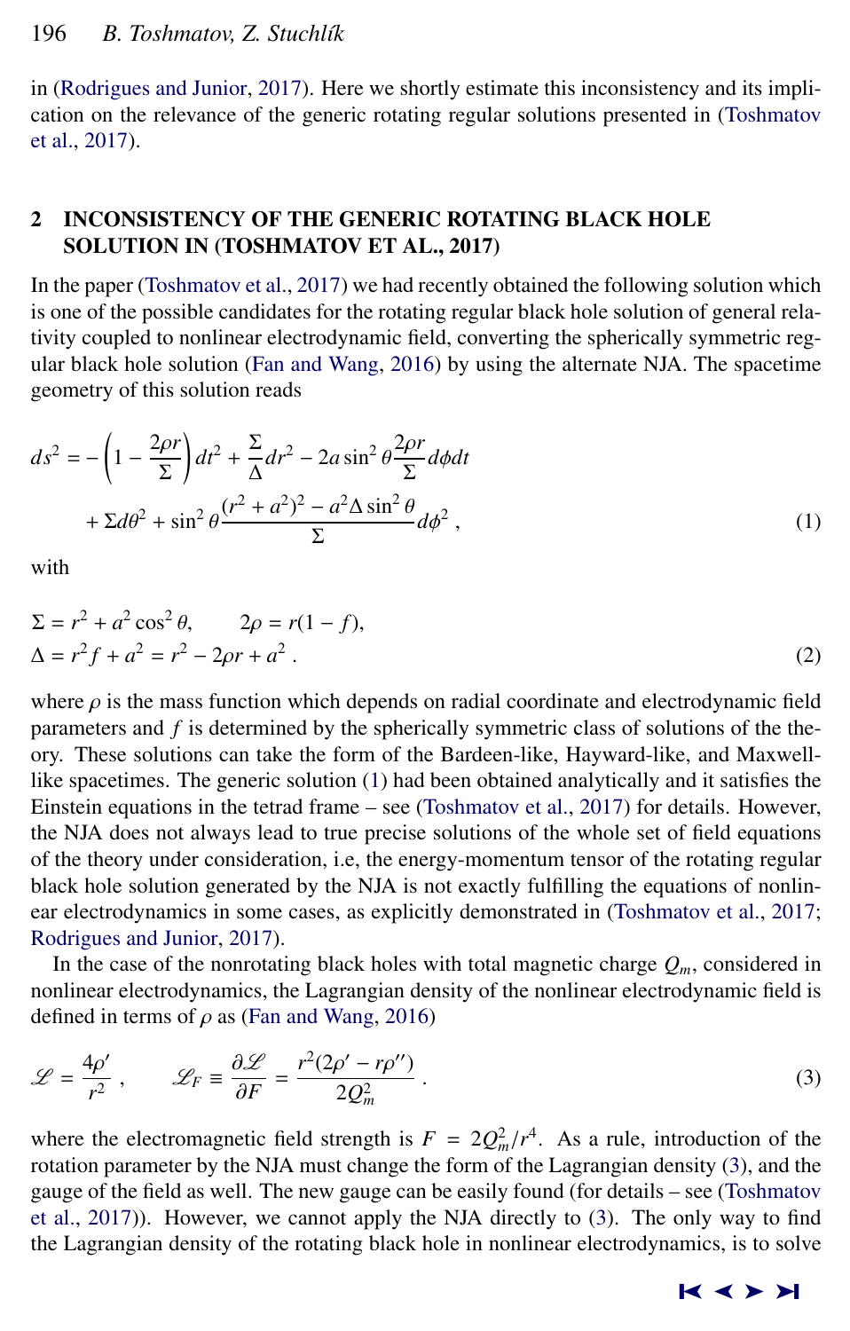in (Rodrigues and Junior, 2017). Here we shortly estimate this inconsistency and its implication on the relevance of the generic rotating regular solutions presented in (Toshmatov et al., 2017).

## 2 INCONSISTENCY OF THE GENERIC ROTATING BLACK HOLE SOLUTION IN (TOSHMATOV ET AL., 2017)

In the paper (Toshmatov et al., 2017) we had recently obtained the following solution which is one of the possible candidates for the rotating regular black hole solution of general relativity coupled to nonlinear electrodynamic field, converting the spherically symmetric regular black hole solution (Fan and Wang, 2016) by using the alternate NJA. The spacetime geometry of this solution reads

$$ds^2 = -\left(1 - \frac{2\rho r}{\Sigma}\right)dt^2 + \frac{\Sigma}{\Delta}dr^2 - 2a\sin^2\theta\frac{2\rho r}{\Sigma}d\phi dt + \Sigma d\theta^2 + \sin^2\theta\frac{(r^2+a^2)^2 - a^2\Delta\sin^2\theta}{\Sigma}d\phi^2\,, \tag{1}$$

with

$$\Sigma = r^2 + a^2\cos^2\theta, \qquad 2\rho = r(1-f),$$
$$\Delta = r^2 f + a^2 = r^2 - 2\rho r + a^2\,. \tag{2}$$

where $\rho$ is the mass function which depends on radial coordinate and electrodynamic field parameters and $f$ is determined by the spherically symmetric class of solutions of the theory. These solutions can take the form of the Bardeen-like, Hayward-like, and Maxwell-like spacetimes. The generic solution (1) had been obtained analytically and it satisfies the Einstein equations in the tetrad frame – see (Toshmatov et al., 2017) for details. However, the NJA does not always lead to true precise solutions of the whole set of field equations of the theory under consideration, i.e, the energy-momentum tensor of the rotating regular black hole solution generated by the NJA is not exactly fulfilling the equations of nonlinear electrodynamics in some cases, as explicitly demonstrated in (Toshmatov et al., 2017; Rodrigues and Junior, 2017).

In the case of the nonrotating black holes with total magnetic charge $Q_m$, considered in nonlinear electrodynamics, the Lagrangian density of the nonlinear electrodynamic field is defined in terms of $\rho$ as (Fan and Wang, 2016)

$$\mathscr{L} = \frac{4\rho'}{r^2}\,, \qquad \mathscr{L}_F \equiv \frac{\partial\mathscr{L}}{\partial F} = \frac{r^2(2\rho' - r\rho'')}{2Q_m^2}\,. \tag{3}$$

where the electromagnetic field strength is $F = 2Q_m^2/r^4$. As a rule, introduction of the rotation parameter by the NJA must change the form of the Lagrangian density (3), and the gauge of the field as well. The new gauge can be easily found (for details – see (Toshmatov et al., 2017)). However, we cannot apply the NJA directly to (3). The only way to find the Lagrangian density of the rotating black hole in nonlinear electrodynamics, is to solve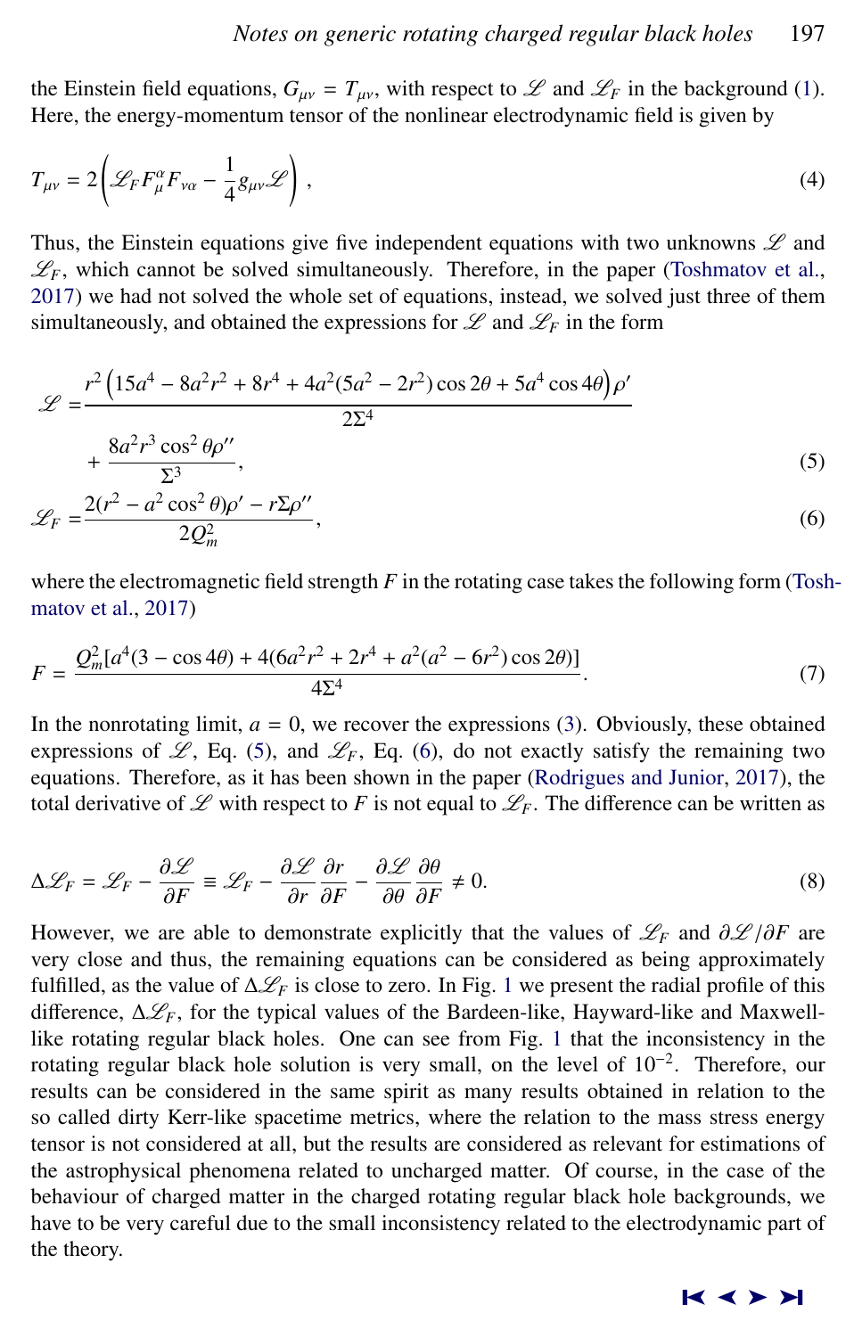the Einstein field equations, $G_{\mu\nu} = T_{\mu\nu}$, with respect to $\mathscr{L}$ and $\mathscr{L}_F$ in the background (1). Here, the energy-momentum tensor of the nonlinear electrodynamic field is given by

$$T_{\mu\nu} = 2\left(\mathscr{L}_F F^{\alpha}_{\mu} F_{\nu\alpha} - \frac{1}{4} g_{\mu\nu} \mathscr{L}\right) , \tag{4}$$

Thus, the Einstein equations give five independent equations with two unknowns $\mathscr{L}$ and $\mathscr{L}_F$, which cannot be solved simultaneously. Therefore, in the paper (Toshmatov et al., 2017) we had not solved the whole set of equations, instead, we solved just three of them simultaneously, and obtained the expressions for $\mathscr{L}$ and $\mathscr{L}_F$ in the form

$$\begin{aligned}
\mathscr{L} =& \frac{r^2\left(15a^4 - 8a^2r^2 + 8r^4 + 4a^2(5a^2 - 2r^2)\cos 2\theta + 5a^4 \cos 4\theta\right)\rho'}{2\Sigma^4} \\
&+ \frac{8a^2r^3\cos^2\theta\rho''}{\Sigma^3},
\end{aligned} \tag{5}$$

$$\mathscr{L}_F = \frac{2(r^2 - a^2\cos^2\theta)\rho' - r\Sigma\rho''}{2Q_m^2}, \tag{6}$$

where the electromagnetic field strength $F$ in the rotating case takes the following form (Toshmatov et al., 2017)

$$F = \frac{Q_m^2[a^4(3 - \cos 4\theta) + 4(6a^2r^2 + 2r^4 + a^2(a^2 - 6r^2)\cos 2\theta)]}{4\Sigma^4}. \tag{7}$$

In the nonrotating limit, $a = 0$, we recover the expressions (3). Obviously, these obtained expressions of $\mathscr{L}$, Eq. (5), and $\mathscr{L}_F$, Eq. (6), do not exactly satisfy the remaining two equations. Therefore, as it has been shown in the paper (Rodrigues and Junior, 2017), the total derivative of $\mathscr{L}$ with respect to $F$ is not equal to $\mathscr{L}_F$. The difference can be written as

$$\Delta\mathscr{L}_F = \mathscr{L}_F - \frac{\partial\mathscr{L}}{\partial F} \equiv \mathscr{L}_F - \frac{\partial\mathscr{L}}{\partial r}\frac{\partial r}{\partial F} - \frac{\partial\mathscr{L}}{\partial\theta}\frac{\partial\theta}{\partial F} \neq 0. \tag{8}$$

However, we are able to demonstrate explicitly that the values of $\mathscr{L}_F$ and $\partial\mathscr{L}/\partial F$ are very close and thus, the remaining equations can be considered as being approximately fulfilled, as the value of $\Delta\mathscr{L}_F$ is close to zero. In Fig. 1 we present the radial profile of this difference, $\Delta\mathscr{L}_F$, for the typical values of the Bardeen-like, Hayward-like and Maxwell-like rotating regular black holes. One can see from Fig. 1 that the inconsistency in the rotating regular black hole solution is very small, on the level of $10^{-2}$. Therefore, our results can be considered in the same spirit as many results obtained in relation to the so called dirty Kerr-like spacetime metrics, where the relation to the mass stress energy tensor is not considered at all, but the results are considered as relevant for estimations of the astrophysical phenomena related to uncharged matter. Of course, in the case of the behaviour of charged matter in the charged rotating regular black hole backgrounds, we have to be very careful due to the small inconsistency related to the electrodynamic part of the theory.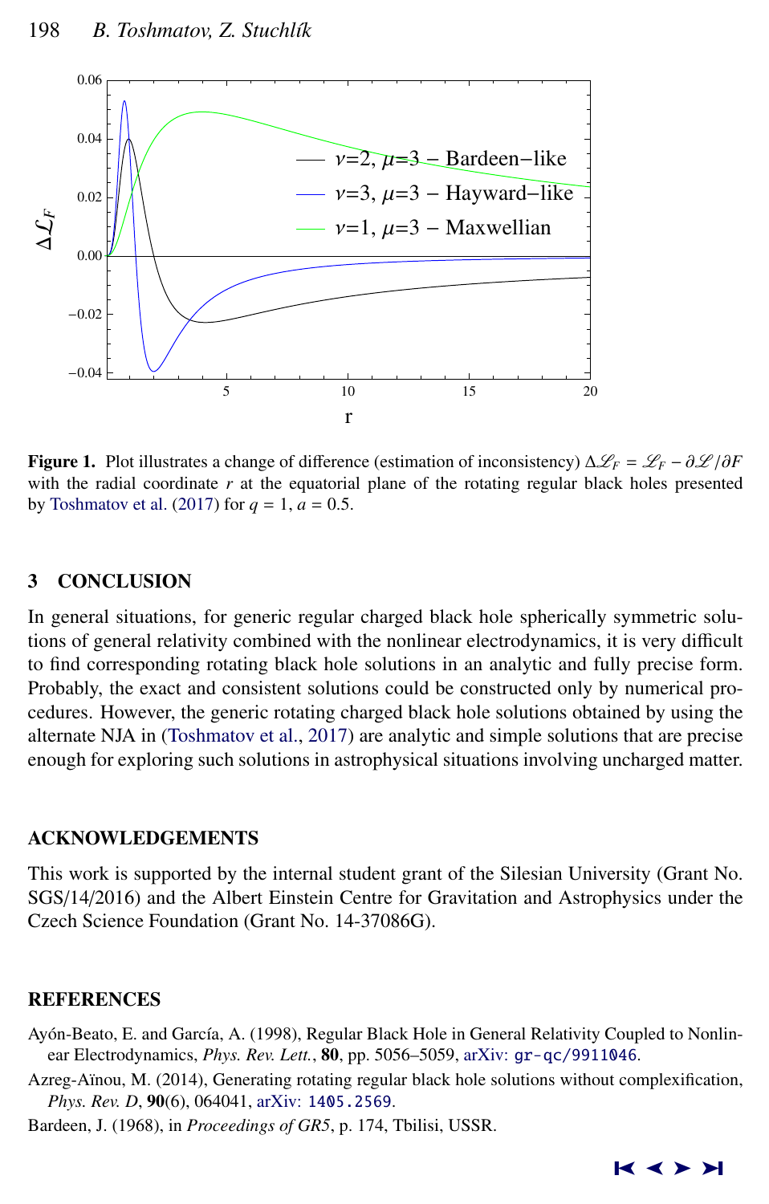Figure 1. Plot illustrates a change of difference (estimation of inconsistency) $\Delta\mathscr{L}_F = \mathscr{L}_F - \partial\mathscr{L}/\partial F$ with the radial coordinate $r$ at the equatorial plane of the rotating regular black holes presented by Toshmatov et al. (2017) for $q = 1$, $a = 0.5$.

## 3 CONCLUSION

In general situations, for generic regular charged black hole spherically symmetric solutions of general relativity combined with the nonlinear electrodynamics, it is very difficult to find corresponding rotating black hole solutions in an analytic and fully precise form. Probably, the exact and consistent solutions could be constructed only by numerical procedures. However, the generic rotating charged black hole solutions obtained by using the alternate NJA in (Toshmatov et al., 2017) are analytic and simple solutions that are precise enough for exploring such solutions in astrophysical situations involving uncharged matter.

## ACKNOWLEDGEMENTS

This work is supported by the internal student grant of the Silesian University (Grant No. SGS/14/2016) and the Albert Einstein Centre for Gravitation and Astrophysics under the Czech Science Foundation (Grant No. 14-37086G).

## REFERENCES

Ayón-Beato, E. and García, A. (1998), Regular Black Hole in General Relativity Coupled to Nonlinear Electrodynamics, *Phys. Rev. Lett.*, **80**, pp. 5056–5059, arXiv: gr-qc/9911046.

Azreg-Aïnou, M. (2014), Generating rotating regular black hole solutions without complexification, *Phys. Rev. D*, **90**(6), 064041, arXiv: 1405.2569.

Bardeen, J. (1968), in *Proceedings of GR5*, p. 174, Tbilisi, USSR.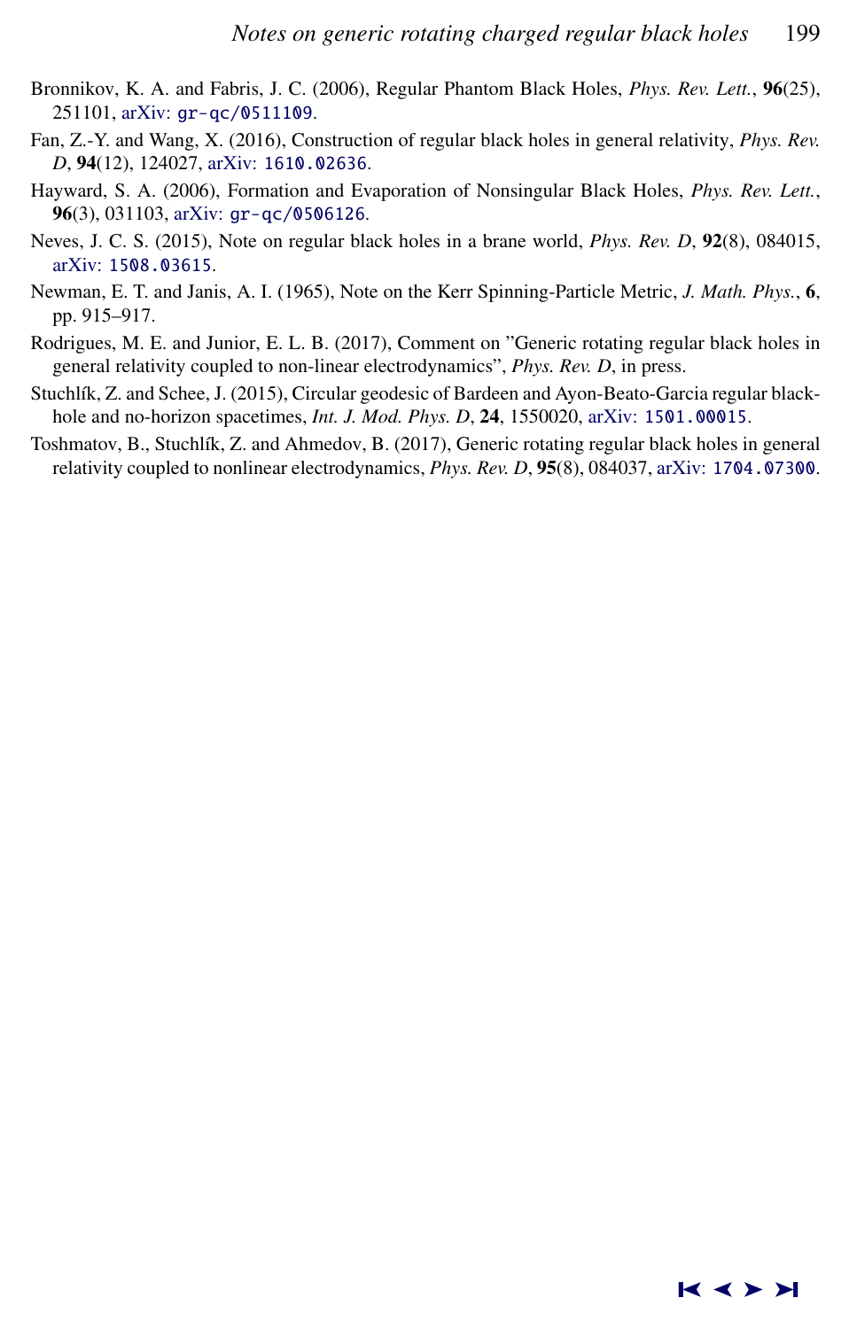Bronnikov, K. A. and Fabris, J. C. (2006), Regular Phantom Black Holes, *Phys. Rev. Lett.*, **96**(25), 251101, arXiv: gr-qc/0511109.

Fan, Z.-Y. and Wang, X. (2016), Construction of regular black holes in general relativity, *Phys. Rev. D*, **94**(12), 124027, arXiv: 1610.02636.

Hayward, S. A. (2006), Formation and Evaporation of Nonsingular Black Holes, *Phys. Rev. Lett.*, **96**(3), 031103, arXiv: gr-qc/0506126.

Neves, J. C. S. (2015), Note on regular black holes in a brane world, *Phys. Rev. D*, **92**(8), 084015, arXiv: 1508.03615.

Newman, E. T. and Janis, A. I. (1965), Note on the Kerr Spinning-Particle Metric, *J. Math. Phys.*, **6**, pp. 915–917.

Rodrigues, M. E. and Junior, E. L. B. (2017), Comment on "Generic rotating regular black holes in general relativity coupled to non-linear electrodynamics", *Phys. Rev. D*, in press.

Stuchlík, Z. and Schee, J. (2015), Circular geodesic of Bardeen and Ayon-Beato-Garcia regular black-hole and no-horizon spacetimes, *Int. J. Mod. Phys. D*, **24**, 1550020, arXiv: 1501.00015.

Toshmatov, B., Stuchlík, Z. and Ahmedov, B. (2017), Generic rotating regular black holes in general relativity coupled to nonlinear electrodynamics, *Phys. Rev. D*, **95**(8), 084037, arXiv: 1704.07300.